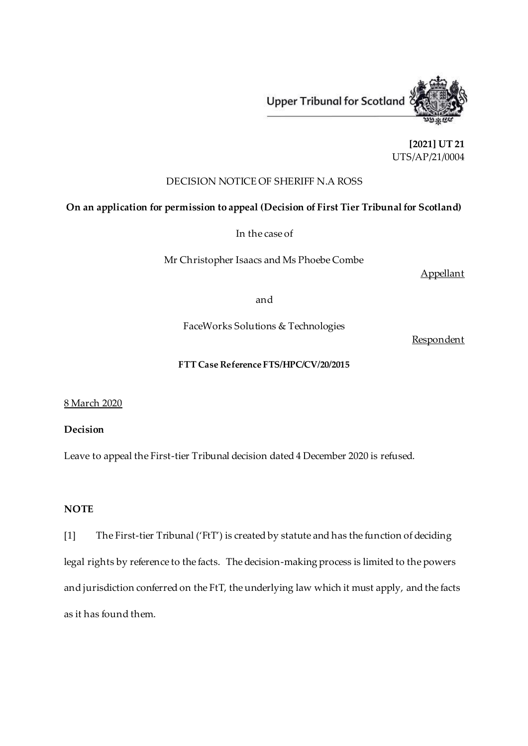Upper Tribunal for Scotland

**[2021] UT 21**
UTS/AP/21/0004

DECISION NOTICE OF SHERIFF N.A ROSS

**On an application for permission to appeal (Decision of First Tier Tribunal for Scotland)**

In the case of

Mr Christopher Isaacs and Ms Phoebe Combe

Appellant

and

FaceWorks Solutions & Technologies

Respondent

**FTT Case Reference FTS/HPC/CV/20/2015**

8 March 2020

**Decision**

Leave to appeal the First-tier Tribunal decision dated 4 December 2020 is refused.

**NOTE**

[1] The First-tier Tribunal ('FtT') is created by statute and has the function of deciding legal rights by reference to the facts. The decision-making process is limited to the powers and jurisdiction conferred on the FtT, the underlying law which it must apply, and the facts as it has found them.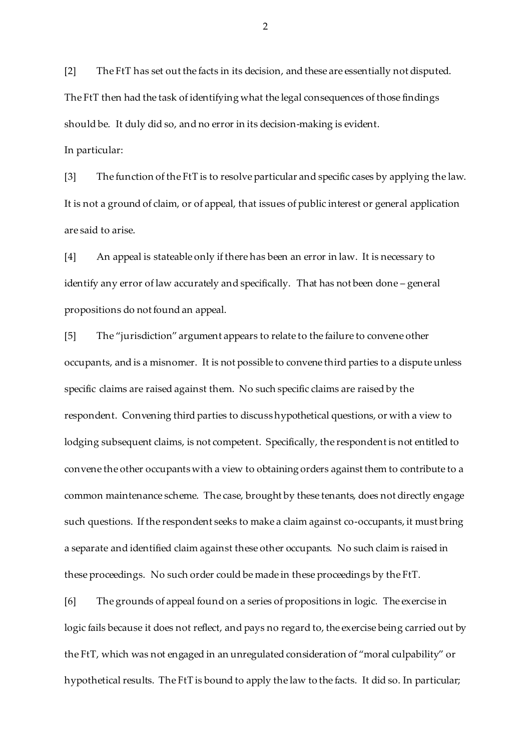[2] The FtT has set out the facts in its decision, and these are essentially not disputed. The FtT then had the task of identifying what the legal consequences of those findings should be. It duly did so, and no error in its decision-making is evident.

In particular:

[3] The function of the FtT is to resolve particular and specific cases by applying the law. It is not a ground of claim, or of appeal, that issues of public interest or general application are said to arise.

[4] An appeal is stateable only if there has been an error in law. It is necessary to identify any error of law accurately and specifically. That has not been done – general propositions do not found an appeal.

[5] The "jurisdiction" argument appears to relate to the failure to convene other occupants, and is a misnomer. It is not possible to convene third parties to a dispute unless specific claims are raised against them. No such specific claims are raised by the respondent. Convening third parties to discuss hypothetical questions, or with a view to lodging subsequent claims, is not competent. Specifically, the respondent is not entitled to convene the other occupants with a view to obtaining orders against them to contribute to a common maintenance scheme. The case, brought by these tenants, does not directly engage such questions. If the respondent seeks to make a claim against co-occupants, it must bring a separate and identified claim against these other occupants. No such claim is raised in these proceedings. No such order could be made in these proceedings by the FtT.

[6] The grounds of appeal found on a series of propositions in logic. The exercise in logic fails because it does not reflect, and pays no regard to, the exercise being carried out by the FtT, which was not engaged in an unregulated consideration of "moral culpability" or hypothetical results. The FtT is bound to apply the law to the facts. It did so. In particular;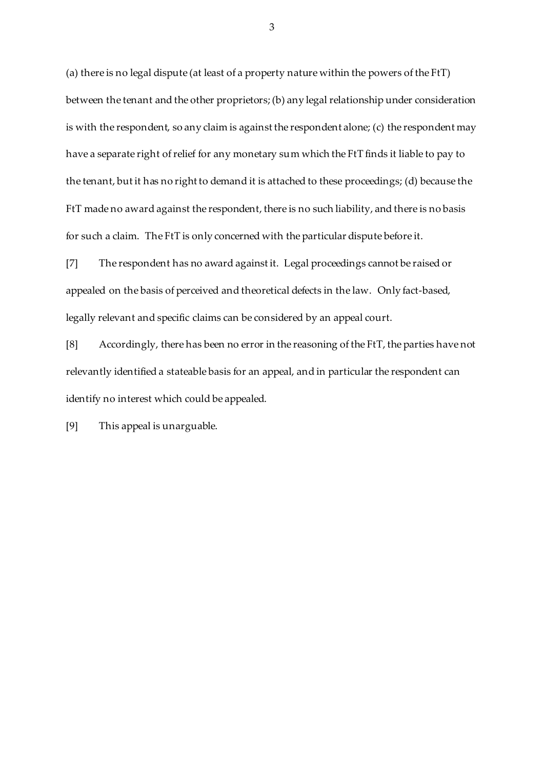(a) there is no legal dispute (at least of a property nature within the powers of the FtT) between the tenant and the other proprietors; (b) any legal relationship under consideration is with the respondent, so any claim is against the respondent alone; (c) the respondent may have a separate right of relief for any monetary sum which the FtT finds it liable to pay to the tenant, but it has no right to demand it is attached to these proceedings; (d) because the FtT made no award against the respondent, there is no such liability, and there is no basis for such a claim. The FtT is only concerned with the particular dispute before it.

[7] The respondent has no award against it. Legal proceedings cannot be raised or appealed on the basis of perceived and theoretical defects in the law. Only fact-based, legally relevant and specific claims can be considered by an appeal court.

[8] Accordingly, there has been no error in the reasoning of the FtT, the parties have not relevantly identified a stateable basis for an appeal, and in particular the respondent can identify no interest which could be appealed.

[9] This appeal is unarguable.